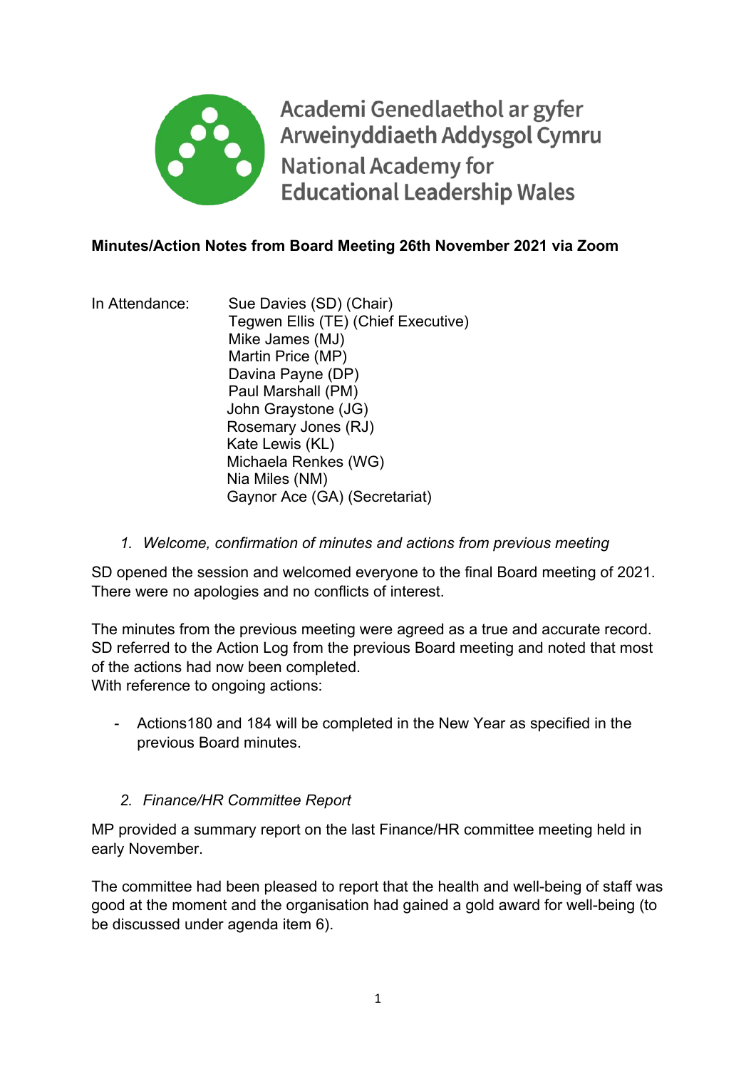Academi Genedlaethol ar gyfer Arweinyddiaeth Addysgol Cymru
National Academy for Educational Leadership Wales

**Minutes/Action Notes from Board Meeting 26th November 2021 via Zoom**

In Attendance:
Sue Davies (SD) (Chair)
Tegwen Ellis (TE) (Chief Executive)
Mike James (MJ)
Martin Price (MP)
Davina Payne (DP)
Paul Marshall (PM)
John Graystone (JG)
Rosemary Jones (RJ)
Kate Lewis (KL)
Michaela Renkes (WG)
Nia Miles (NM)
Gaynor Ace (GA) (Secretariat)

*1. Welcome, confirmation of minutes and actions from previous meeting*

SD opened the session and welcomed everyone to the final Board meeting of 2021. There were no apologies and no conflicts of interest.

The minutes from the previous meeting were agreed as a true and accurate record. SD referred to the Action Log from the previous Board meeting and noted that most of the actions had now been completed.
With reference to ongoing actions:

- Actions180 and 184 will be completed in the New Year as specified in the previous Board minutes.

*2. Finance/HR Committee Report*

MP provided a summary report on the last Finance/HR committee meeting held in early November.

The committee had been pleased to report that the health and well-being of staff was good at the moment and the organisation had gained a gold award for well-being (to be discussed under agenda item 6).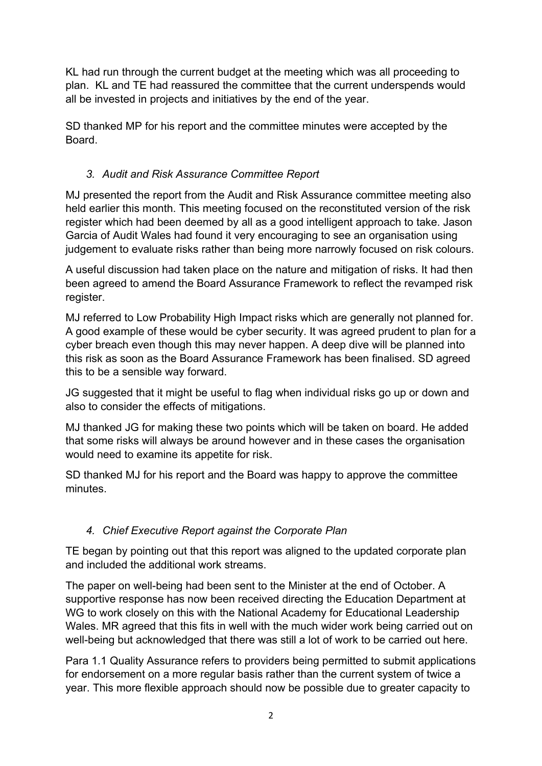KL had run through the current budget at the meeting which was all proceeding to plan. KL and TE had reassured the committee that the current underspends would all be invested in projects and initiatives by the end of the year.

SD thanked MP for his report and the committee minutes were accepted by the Board.

### *3. Audit and Risk Assurance Committee Report*

MJ presented the report from the Audit and Risk Assurance committee meeting also held earlier this month. This meeting focused on the reconstituted version of the risk register which had been deemed by all as a good intelligent approach to take. Jason Garcia of Audit Wales had found it very encouraging to see an organisation using judgement to evaluate risks rather than being more narrowly focused on risk colours.

A useful discussion had taken place on the nature and mitigation of risks. It had then been agreed to amend the Board Assurance Framework to reflect the revamped risk register.

MJ referred to Low Probability High Impact risks which are generally not planned for. A good example of these would be cyber security. It was agreed prudent to plan for a cyber breach even though this may never happen. A deep dive will be planned into this risk as soon as the Board Assurance Framework has been finalised. SD agreed this to be a sensible way forward.

JG suggested that it might be useful to flag when individual risks go up or down and also to consider the effects of mitigations.

MJ thanked JG for making these two points which will be taken on board. He added that some risks will always be around however and in these cases the organisation would need to examine its appetite for risk.

SD thanked MJ for his report and the Board was happy to approve the committee minutes.

### *4. Chief Executive Report against the Corporate Plan*

TE began by pointing out that this report was aligned to the updated corporate plan and included the additional work streams.

The paper on well-being had been sent to the Minister at the end of October. A supportive response has now been received directing the Education Department at WG to work closely on this with the National Academy for Educational Leadership Wales. MR agreed that this fits in well with the much wider work being carried out on well-being but acknowledged that there was still a lot of work to be carried out here.

Para 1.1 Quality Assurance refers to providers being permitted to submit applications for endorsement on a more regular basis rather than the current system of twice a year. This more flexible approach should now be possible due to greater capacity to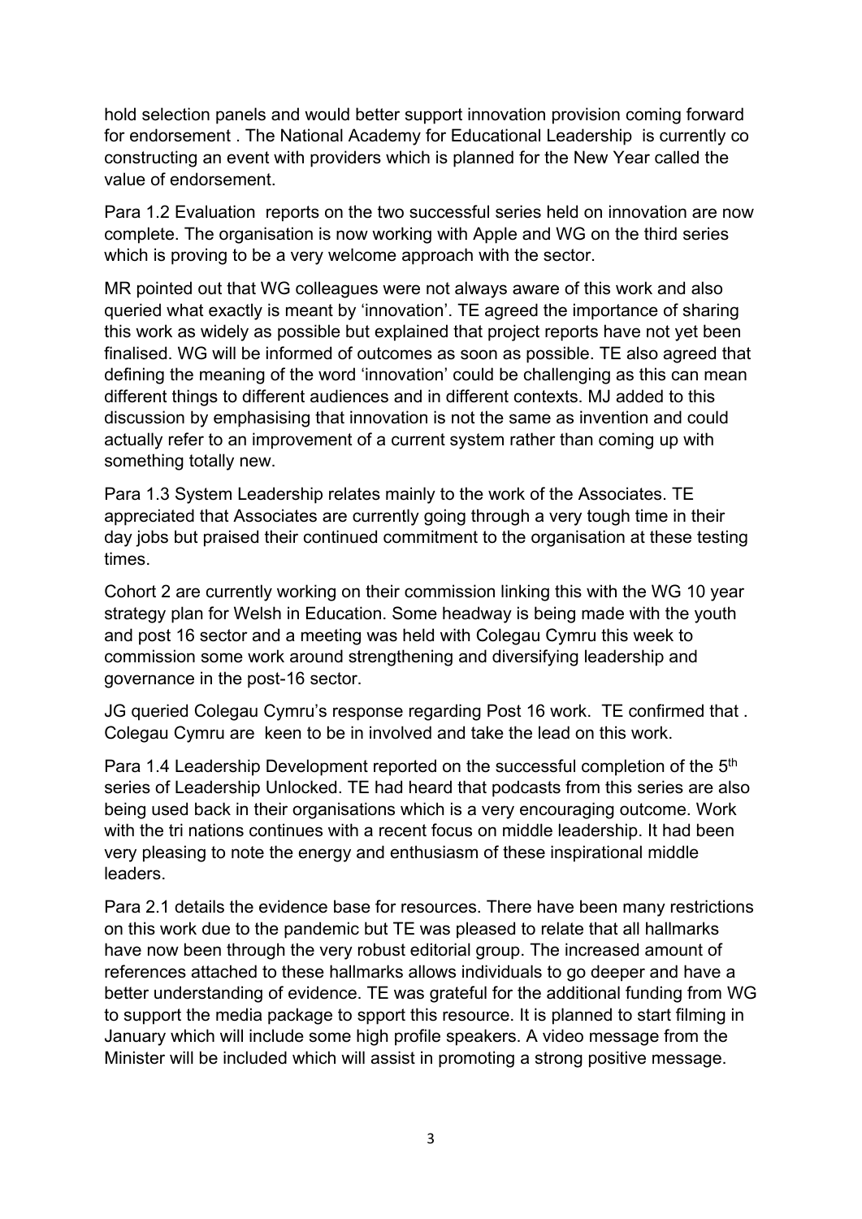hold selection panels and would better support innovation provision coming forward for endorsement . The National Academy for Educational Leadership is currently co constructing an event with providers which is planned for the New Year called the value of endorsement.

Para 1.2 Evaluation reports on the two successful series held on innovation are now complete. The organisation is now working with Apple and WG on the third series which is proving to be a very welcome approach with the sector.

MR pointed out that WG colleagues were not always aware of this work and also queried what exactly is meant by 'innovation'. TE agreed the importance of sharing this work as widely as possible but explained that project reports have not yet been finalised. WG will be informed of outcomes as soon as possible. TE also agreed that defining the meaning of the word 'innovation' could be challenging as this can mean different things to different audiences and in different contexts. MJ added to this discussion by emphasising that innovation is not the same as invention and could actually refer to an improvement of a current system rather than coming up with something totally new.

Para 1.3 System Leadership relates mainly to the work of the Associates. TE appreciated that Associates are currently going through a very tough time in their day jobs but praised their continued commitment to the organisation at these testing times.

Cohort 2 are currently working on their commission linking this with the WG 10 year strategy plan for Welsh in Education. Some headway is being made with the youth and post 16 sector and a meeting was held with Colegau Cymru this week to commission some work around strengthening and diversifying leadership and governance in the post-16 sector.

JG queried Colegau Cymru's response regarding Post 16 work. TE confirmed that . Colegau Cymru are keen to be in involved and take the lead on this work.

Para 1.4 Leadership Development reported on the successful completion of the 5th series of Leadership Unlocked. TE had heard that podcasts from this series are also being used back in their organisations which is a very encouraging outcome. Work with the tri nations continues with a recent focus on middle leadership. It had been very pleasing to note the energy and enthusiasm of these inspirational middle leaders.

Para 2.1 details the evidence base for resources. There have been many restrictions on this work due to the pandemic but TE was pleased to relate that all hallmarks have now been through the very robust editorial group. The increased amount of references attached to these hallmarks allows individuals to go deeper and have a better understanding of evidence. TE was grateful for the additional funding from WG to support the media package to spport this resource. It is planned to start filming in January which will include some high profile speakers. A video message from the Minister will be included which will assist in promoting a strong positive message.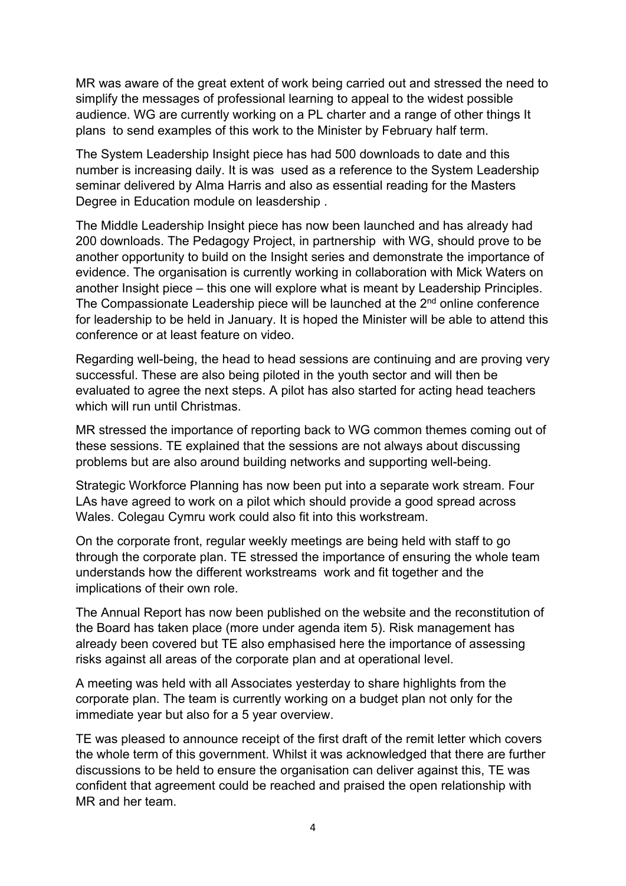MR was aware of the great extent of work being carried out and stressed the need to simplify the messages of professional learning to appeal to the widest possible audience. WG are currently working on a PL charter and a range of other things It plans to send examples of this work to the Minister by February half term.

The System Leadership Insight piece has had 500 downloads to date and this number is increasing daily. It is was used as a reference to the System Leadership seminar delivered by Alma Harris and also as essential reading for the Masters Degree in Education module on leasdership .

The Middle Leadership Insight piece has now been launched and has already had 200 downloads. The Pedagogy Project, in partnership with WG, should prove to be another opportunity to build on the Insight series and demonstrate the importance of evidence. The organisation is currently working in collaboration with Mick Waters on another Insight piece – this one will explore what is meant by Leadership Principles. The Compassionate Leadership piece will be launched at the 2nd online conference for leadership to be held in January. It is hoped the Minister will be able to attend this conference or at least feature on video.

Regarding well-being, the head to head sessions are continuing and are proving very successful. These are also being piloted in the youth sector and will then be evaluated to agree the next steps. A pilot has also started for acting head teachers which will run until Christmas.

MR stressed the importance of reporting back to WG common themes coming out of these sessions. TE explained that the sessions are not always about discussing problems but are also around building networks and supporting well-being.

Strategic Workforce Planning has now been put into a separate work stream. Four LAs have agreed to work on a pilot which should provide a good spread across Wales. Colegau Cymru work could also fit into this workstream.

On the corporate front, regular weekly meetings are being held with staff to go through the corporate plan. TE stressed the importance of ensuring the whole team understands how the different workstreams work and fit together and the implications of their own role.

The Annual Report has now been published on the website and the reconstitution of the Board has taken place (more under agenda item 5). Risk management has already been covered but TE also emphasised here the importance of assessing risks against all areas of the corporate plan and at operational level.

A meeting was held with all Associates yesterday to share highlights from the corporate plan. The team is currently working on a budget plan not only for the immediate year but also for a 5 year overview.

TE was pleased to announce receipt of the first draft of the remit letter which covers the whole term of this government. Whilst it was acknowledged that there are further discussions to be held to ensure the organisation can deliver against this, TE was confident that agreement could be reached and praised the open relationship with MR and her team.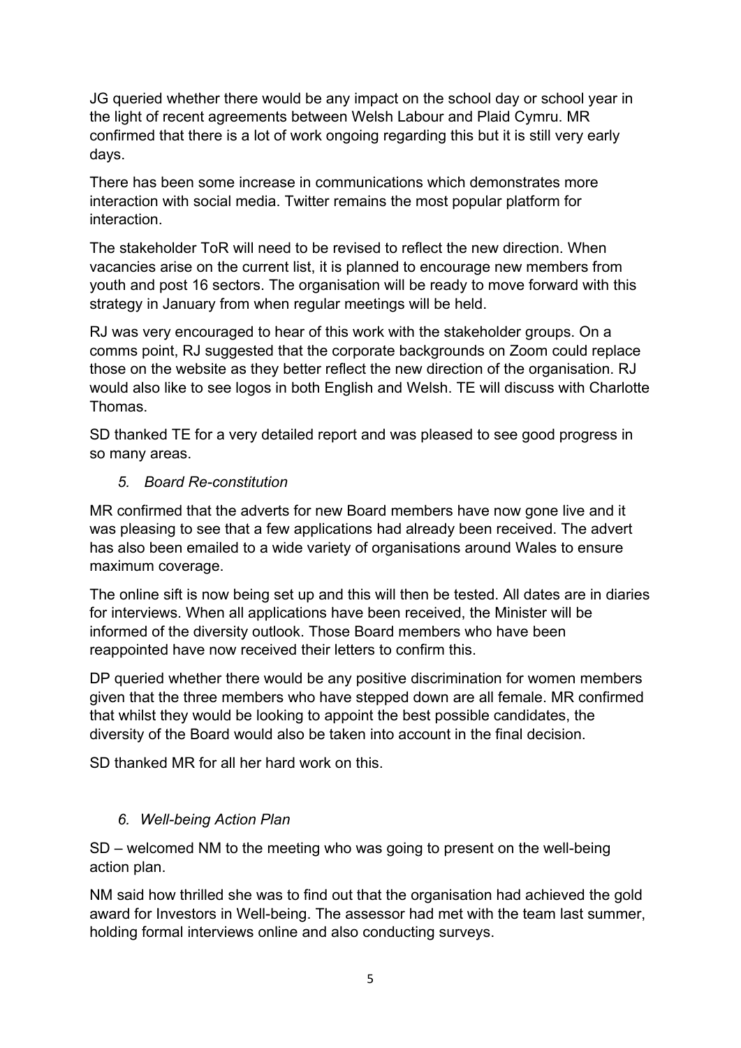JG queried whether there would be any impact on the school day or school year in the light of recent agreements between Welsh Labour and Plaid Cymru. MR confirmed that there is a lot of work ongoing regarding this but it is still very early days.

There has been some increase in communications which demonstrates more interaction with social media. Twitter remains the most popular platform for interaction.

The stakeholder ToR will need to be revised to reflect the new direction. When vacancies arise on the current list, it is planned to encourage new members from youth and post 16 sectors. The organisation will be ready to move forward with this strategy in January from when regular meetings will be held.

RJ was very encouraged to hear of this work with the stakeholder groups. On a comms point, RJ suggested that the corporate backgrounds on Zoom could replace those on the website as they better reflect the new direction of the organisation. RJ would also like to see logos in both English and Welsh. TE will discuss with Charlotte Thomas.

SD thanked TE for a very detailed report and was pleased to see good progress in so many areas.

5. *Board Re-constitution*

MR confirmed that the adverts for new Board members have now gone live and it was pleasing to see that a few applications had already been received. The advert has also been emailed to a wide variety of organisations around Wales to ensure maximum coverage.

The online sift is now being set up and this will then be tested. All dates are in diaries for interviews. When all applications have been received, the Minister will be informed of the diversity outlook. Those Board members who have been reappointed have now received their letters to confirm this.

DP queried whether there would be any positive discrimination for women members given that the three members who have stepped down are all female. MR confirmed that whilst they would be looking to appoint the best possible candidates, the diversity of the Board would also be taken into account in the final decision.

SD thanked MR for all her hard work on this.

6. *Well-being Action Plan*

SD – welcomed NM to the meeting who was going to present on the well-being action plan.

NM said how thrilled she was to find out that the organisation had achieved the gold award for Investors in Well-being. The assessor had met with the team last summer, holding formal interviews online and also conducting surveys.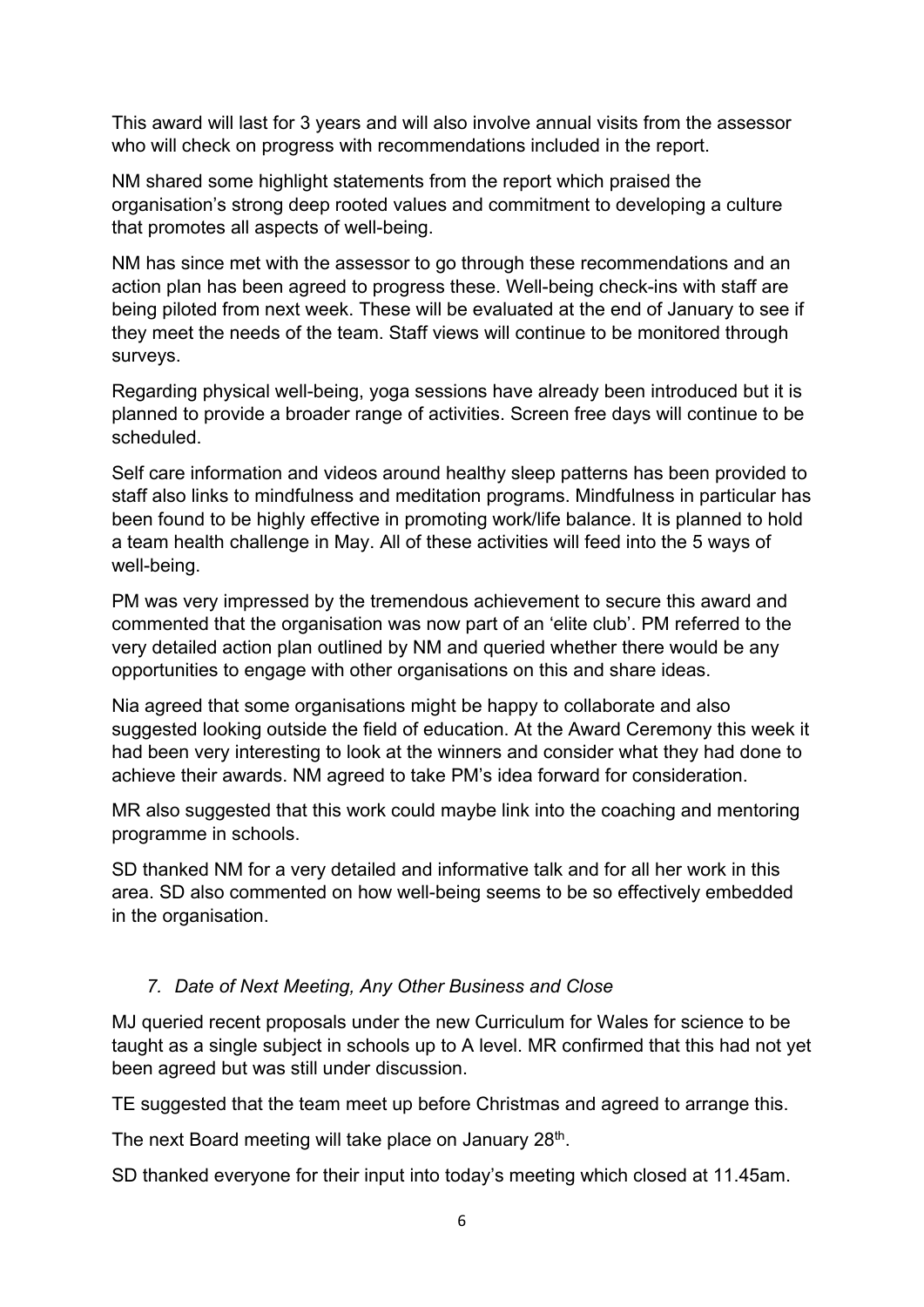This award will last for 3 years and will also involve annual visits from the assessor who will check on progress with recommendations included in the report.

NM shared some highlight statements from the report which praised the organisation's strong deep rooted values and commitment to developing a culture that promotes all aspects of well-being.

NM has since met with the assessor to go through these recommendations and an action plan has been agreed to progress these. Well-being check-ins with staff are being piloted from next week. These will be evaluated at the end of January to see if they meet the needs of the team. Staff views will continue to be monitored through surveys.

Regarding physical well-being, yoga sessions have already been introduced but it is planned to provide a broader range of activities. Screen free days will continue to be scheduled.

Self care information and videos around healthy sleep patterns has been provided to staff also links to mindfulness and meditation programs. Mindfulness in particular has been found to be highly effective in promoting work/life balance. It is planned to hold a team health challenge in May. All of these activities will feed into the 5 ways of well-being.

PM was very impressed by the tremendous achievement to secure this award and commented that the organisation was now part of an 'elite club'. PM referred to the very detailed action plan outlined by NM and queried whether there would be any opportunities to engage with other organisations on this and share ideas.

Nia agreed that some organisations might be happy to collaborate and also suggested looking outside the field of education. At the Award Ceremony this week it had been very interesting to look at the winners and consider what they had done to achieve their awards. NM agreed to take PM's idea forward for consideration.

MR also suggested that this work could maybe link into the coaching and mentoring programme in schools.

SD thanked NM for a very detailed and informative talk and for all her work in this area. SD also commented on how well-being seems to be so effectively embedded in the organisation.

### *7. Date of Next Meeting, Any Other Business and Close*

MJ queried recent proposals under the new Curriculum for Wales for science to be taught as a single subject in schools up to A level. MR confirmed that this had not yet been agreed but was still under discussion.

TE suggested that the team meet up before Christmas and agreed to arrange this.

The next Board meeting will take place on January 28th.

SD thanked everyone for their input into today's meeting which closed at 11.45am.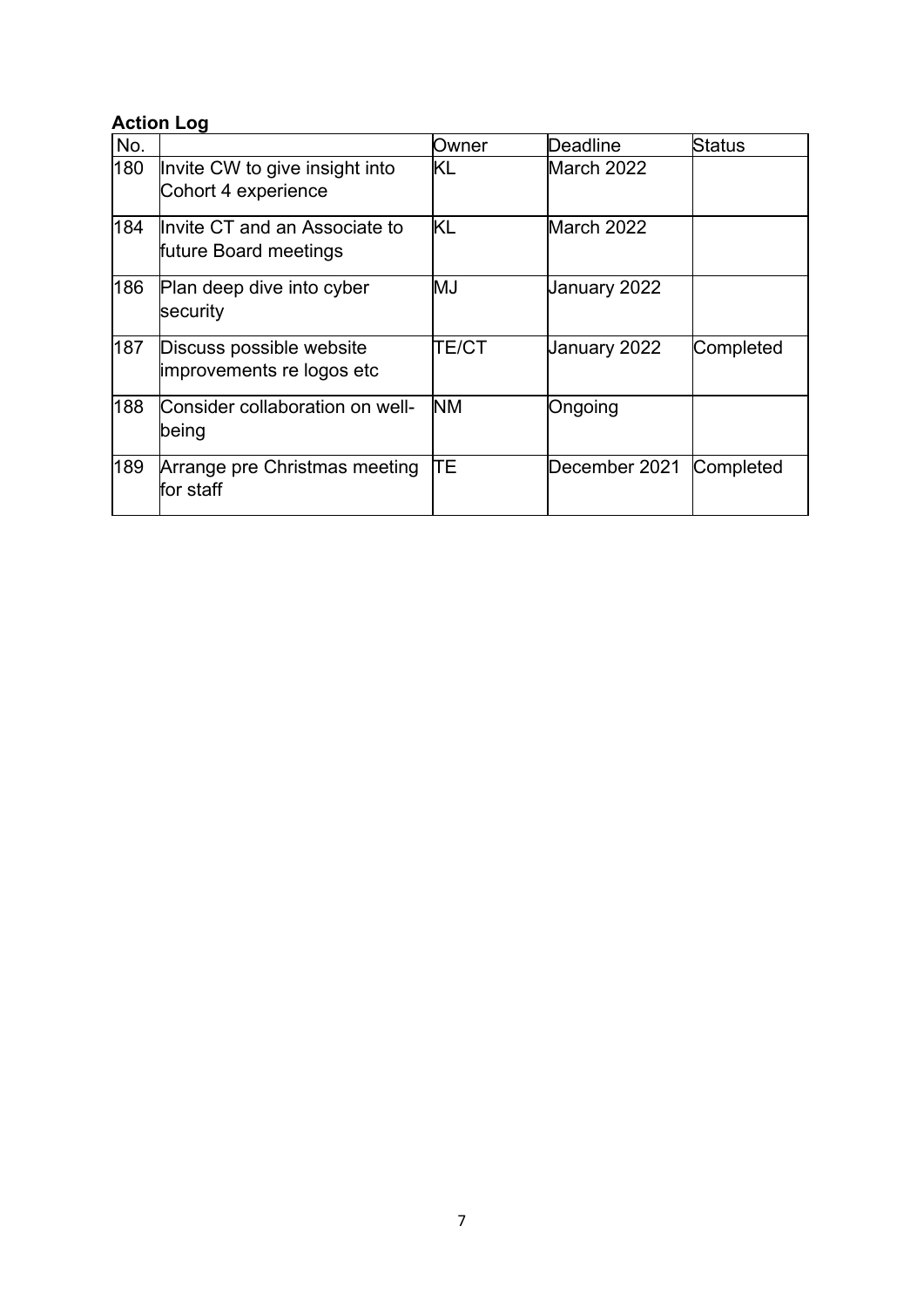**Action Log**

| No. | | Owner | Deadline | Status |
|---|---|---|---|---|
| 180 | Invite CW to give insight into Cohort 4 experience | KL | March 2022 | |
| 184 | Invite CT and an Associate to future Board meetings | KL | March 2022 | |
| 186 | Plan deep dive into cyber security | MJ | January 2022 | |
| 187 | Discuss possible website improvements re logos etc | TE/CT | January 2022 | Completed |
| 188 | Consider collaboration on well-being | NM | Ongoing | |
| 189 | Arrange pre Christmas meeting for staff | TE | December 2021 | Completed |